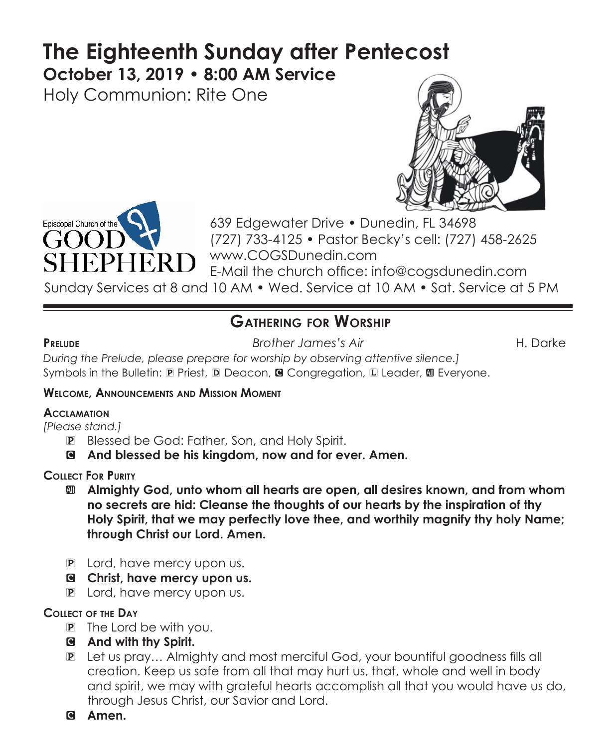# The Eighteenth Sunday after Pentecost

**October 13, 2019 • 8:00 AM Service**

Holy Communion: Rite One

Episcopal Church of the GOOD SHEPHERD

639 Edgewater Drive • Dunedin, FL 34698
(727) 733-4125 • Pastor Becky's cell: (727) 458-2625
www.COGSDunedin.com
E-Mail the church office: info@cogsdunedin.com

Sunday Services at 8 and 10 AM • Wed. Service at 10 AM • Sat. Service at 5 PM

## Gathering for Worship

**Prelude** *Brother James's Air* H. Darke

*During the Prelude, please prepare for worship by observing attentive silence.]*

Symbols in the Bulletin: P Priest, D Deacon, C Congregation, L Leader, All Everyone.

**Welcome, Announcements and Mission Moment**

**Acclamation**

*[Please stand.]*

P Blessed be God: Father, Son, and Holy Spirit.

C **And blessed be his kingdom, now and for ever. Amen.**

**Collect For Purity**

All **Almighty God, unto whom all hearts are open, all desires known, and from whom no secrets are hid: Cleanse the thoughts of our hearts by the inspiration of thy Holy Spirit, that we may perfectly love thee, and worthily magnify thy holy Name; through Christ our Lord. Amen.**

P Lord, have mercy upon us.

C **Christ, have mercy upon us.**

P Lord, have mercy upon us.

**Collect of the Day**

P The Lord be with you.

C **And with thy Spirit.**

P Let us pray… Almighty and most merciful God, your bountiful goodness fills all creation. Keep us safe from all that may hurt us, that, whole and well in body and spirit, we may with grateful hearts accomplish all that you would have us do, through Jesus Christ, our Savior and Lord.

C **Amen.**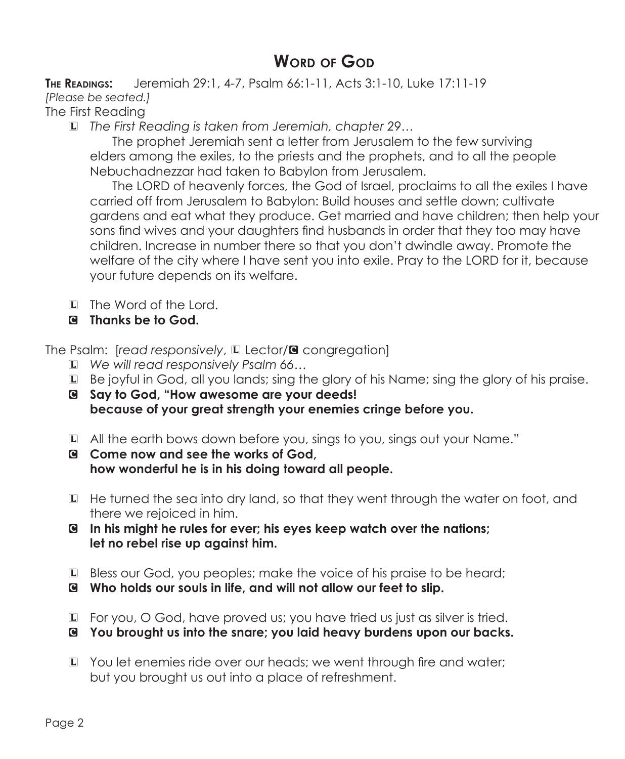# Word of God

**The Readings:** Jeremiah 29:1, 4-7, Psalm 66:1-11, Acts 3:1-10, Luke 17:11-19

*[Please be seated.]*

The First Reading

L *The First Reading is taken from Jeremiah, chapter 29…*

The prophet Jeremiah sent a letter from Jerusalem to the few surviving elders among the exiles, to the priests and the prophets, and to all the people Nebuchadnezzar had taken to Babylon from Jerusalem.

The LORD of heavenly forces, the God of Israel, proclaims to all the exiles I have carried off from Jerusalem to Babylon: Build houses and settle down; cultivate gardens and eat what they produce. Get married and have children; then help your sons find wives and your daughters find husbands in order that they too may have children. Increase in number there so that you don't dwindle away. Promote the welfare of the city where I have sent you into exile. Pray to the LORD for it, because your future depends on its welfare.

L The Word of the Lord.

**C Thanks be to God.**

The Psalm: [*read responsively*, L Lector/C congregation]

L *We will read responsively Psalm 66…*

L Be joyful in God, all you lands; sing the glory of his Name; sing the glory of his praise.

**C Say to God, "How awesome are your deeds!**
**because of your great strength your enemies cringe before you.**

L All the earth bows down before you, sings to you, sings out your Name."

**C Come now and see the works of God,**
**how wonderful he is in his doing toward all people.**

L He turned the sea into dry land, so that they went through the water on foot, and there we rejoiced in him.

**C In his might he rules for ever; his eyes keep watch over the nations;**
**let no rebel rise up against him.**

L Bless our God, you peoples; make the voice of his praise to be heard;

**C Who holds our souls in life, and will not allow our feet to slip.**

L For you, O God, have proved us; you have tried us just as silver is tried.

**C You brought us into the snare; you laid heavy burdens upon our backs.**

L You let enemies ride over our heads; we went through fire and water;
but you brought us out into a place of refreshment.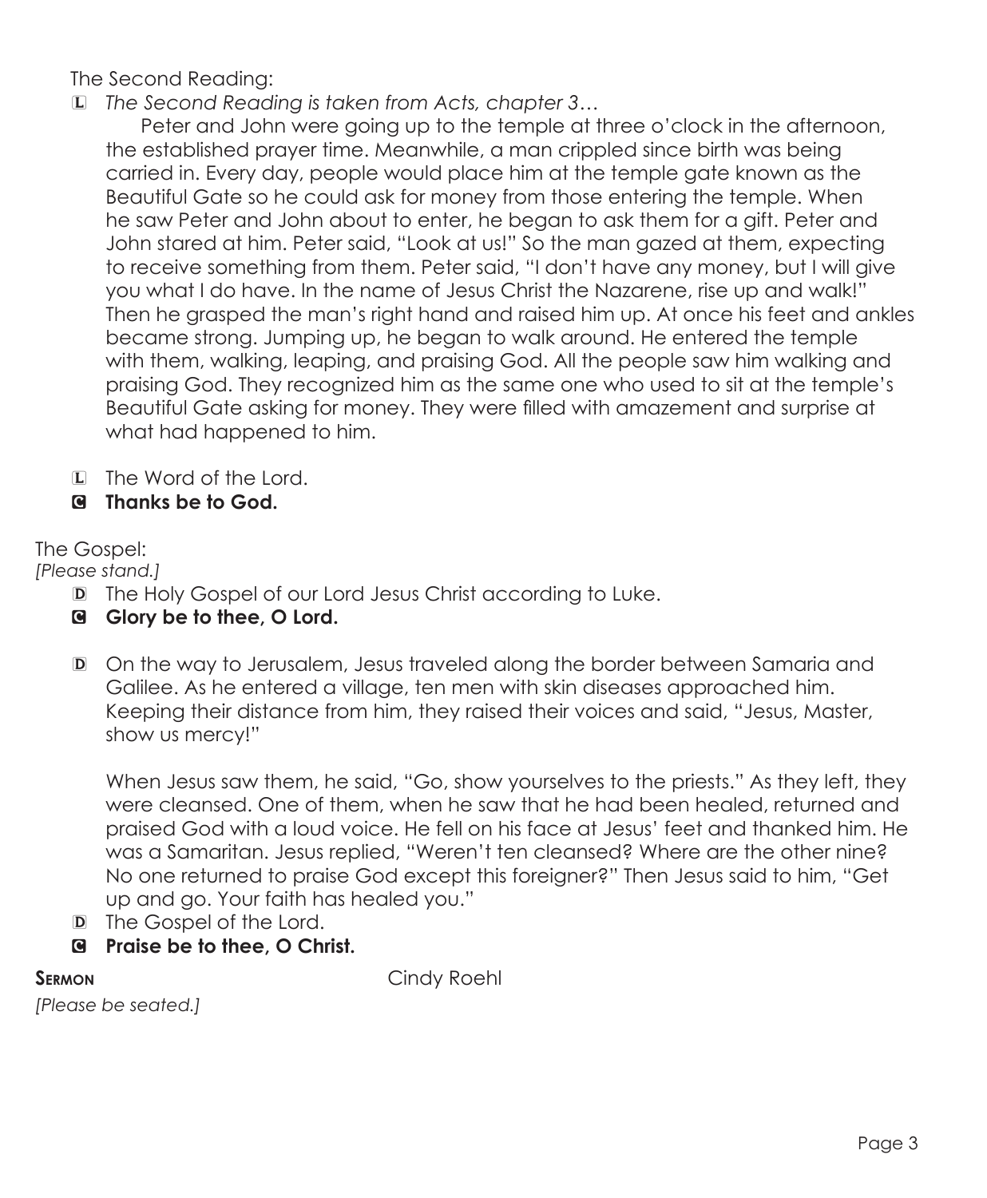The Second Reading:

L *The Second Reading is taken from Acts, chapter 3…*

Peter and John were going up to the temple at three o'clock in the afternoon, the established prayer time. Meanwhile, a man crippled since birth was being carried in. Every day, people would place him at the temple gate known as the Beautiful Gate so he could ask for money from those entering the temple. When he saw Peter and John about to enter, he began to ask them for a gift. Peter and John stared at him. Peter said, "Look at us!" So the man gazed at them, expecting to receive something from them. Peter said, "I don't have any money, but I will give you what I do have. In the name of Jesus Christ the Nazarene, rise up and walk!" Then he grasped the man's right hand and raised him up. At once his feet and ankles became strong. Jumping up, he began to walk around. He entered the temple with them, walking, leaping, and praising God. All the people saw him walking and praising God. They recognized him as the same one who used to sit at the temple's Beautiful Gate asking for money. They were filled with amazement and surprise at what had happened to him.

L The Word of the Lord.

**C Thanks be to God.**

The Gospel:

*[Please stand.]*

D The Holy Gospel of our Lord Jesus Christ according to Luke.

**C Glory be to thee, O Lord.**

D On the way to Jerusalem, Jesus traveled along the border between Samaria and Galilee. As he entered a village, ten men with skin diseases approached him. Keeping their distance from him, they raised their voices and said, "Jesus, Master, show us mercy!"

When Jesus saw them, he said, "Go, show yourselves to the priests." As they left, they were cleansed. One of them, when he saw that he had been healed, returned and praised God with a loud voice. He fell on his face at Jesus' feet and thanked him. He was a Samaritan. Jesus replied, "Weren't ten cleansed? Where are the other nine? No one returned to praise God except this foreigner?" Then Jesus said to him, "Get up and go. Your faith has healed you."

D The Gospel of the Lord.

**C Praise be to thee, O Christ.**

**Sermon** Cindy Roehl

*[Please be seated.]*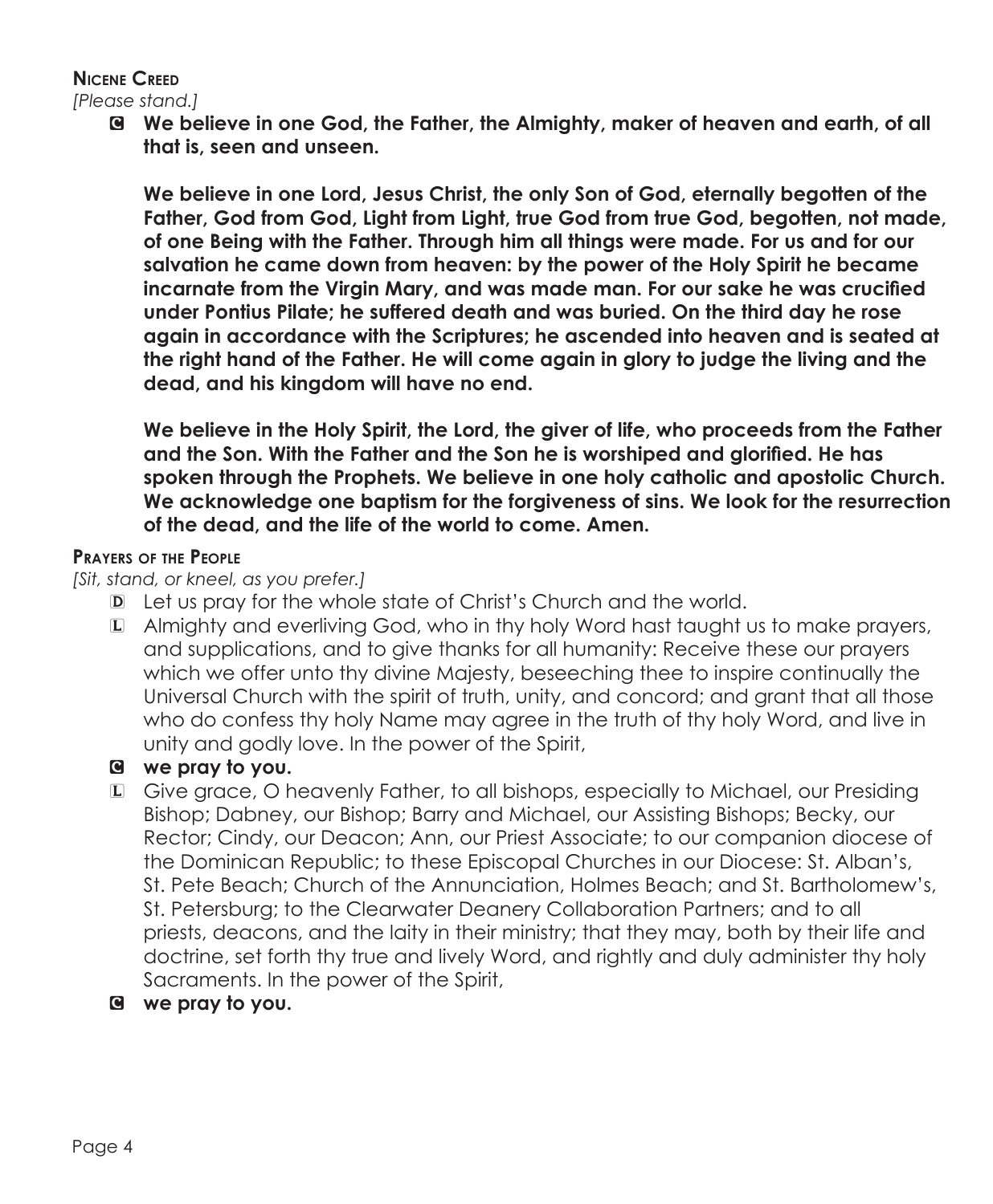## Nicene Creed

*[Please stand.]*

C **We believe in one God, the Father, the Almighty, maker of heaven and earth, of all that is, seen and unseen.**

**We believe in one Lord, Jesus Christ, the only Son of God, eternally begotten of the Father, God from God, Light from Light, true God from true God, begotten, not made, of one Being with the Father. Through him all things were made. For us and for our salvation he came down from heaven: by the power of the Holy Spirit he became incarnate from the Virgin Mary, and was made man. For our sake he was crucified under Pontius Pilate; he suffered death and was buried. On the third day he rose again in accordance with the Scriptures; he ascended into heaven and is seated at the right hand of the Father. He will come again in glory to judge the living and the dead, and his kingdom will have no end.**

**We believe in the Holy Spirit, the Lord, the giver of life, who proceeds from the Father and the Son. With the Father and the Son he is worshiped and glorified. He has spoken through the Prophets. We believe in one holy catholic and apostolic Church. We acknowledge one baptism for the forgiveness of sins. We look for the resurrection of the dead, and the life of the world to come. Amen.**

## Prayers of the People

*[Sit, stand, or kneel, as you prefer.]*

D Let us pray for the whole state of Christ's Church and the world.

L Almighty and everliving God, who in thy holy Word hast taught us to make prayers, and supplications, and to give thanks for all humanity: Receive these our prayers which we offer unto thy divine Majesty, beseeching thee to inspire continually the Universal Church with the spirit of truth, unity, and concord; and grant that all those who do confess thy holy Name may agree in the truth of thy holy Word, and live in unity and godly love. In the power of the Spirit,

C **we pray to you.**

L Give grace, O heavenly Father, to all bishops, especially to Michael, our Presiding Bishop; Dabney, our Bishop; Barry and Michael, our Assisting Bishops; Becky, our Rector; Cindy, our Deacon; Ann, our Priest Associate; to our companion diocese of the Dominican Republic; to these Episcopal Churches in our Diocese: St. Alban's, St. Pete Beach; Church of the Annunciation, Holmes Beach; and St. Bartholomew's, St. Petersburg; to the Clearwater Deanery Collaboration Partners; and to all priests, deacons, and the laity in their ministry; that they may, both by their life and doctrine, set forth thy true and lively Word, and rightly and duly administer thy holy Sacraments. In the power of the Spirit,

C **we pray to you.**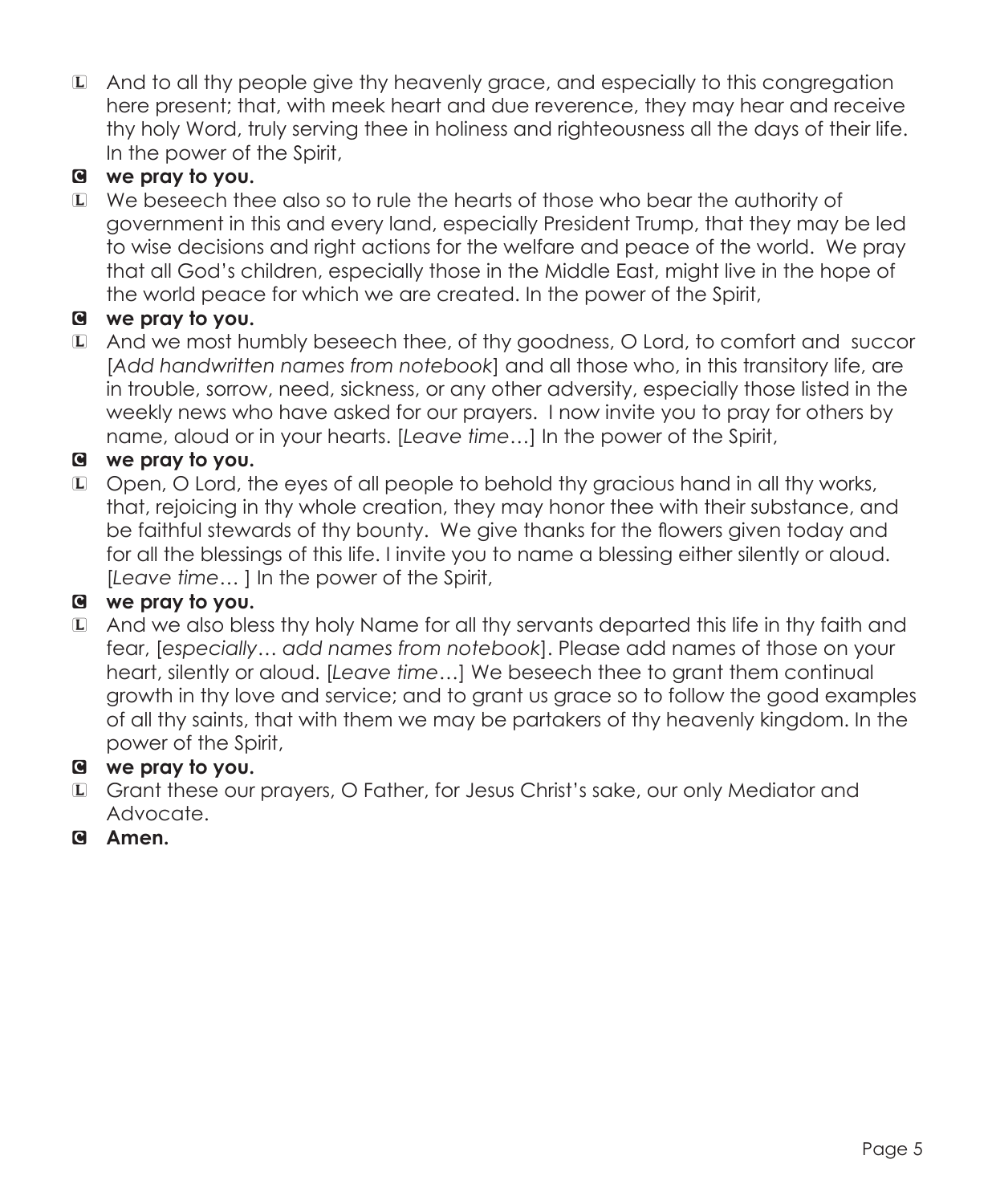L And to all thy people give thy heavenly grace, and especially to this congregation here present; that, with meek heart and due reverence, they may hear and receive thy holy Word, truly serving thee in holiness and righteousness all the days of their life. In the power of the Spirit,

**C we pray to you.**

L We beseech thee also so to rule the hearts of those who bear the authority of government in this and every land, especially President Trump, that they may be led to wise decisions and right actions for the welfare and peace of the world. We pray that all God's children, especially those in the Middle East, might live in the hope of the world peace for which we are created. In the power of the Spirit,

**C we pray to you.**

L And we most humbly beseech thee, of thy goodness, O Lord, to comfort and succor [*Add handwritten names from notebook*] and all those who, in this transitory life, are in trouble, sorrow, need, sickness, or any other adversity, especially those listed in the weekly news who have asked for our prayers. I now invite you to pray for others by name, aloud or in your hearts. [*Leave time…*] In the power of the Spirit,

**C we pray to you.**

L Open, O Lord, the eyes of all people to behold thy gracious hand in all thy works, that, rejoicing in thy whole creation, they may honor thee with their substance, and be faithful stewards of thy bounty. We give thanks for the flowers given today and for all the blessings of this life. I invite you to name a blessing either silently or aloud. [*Leave time…* ] In the power of the Spirit,

**C we pray to you.**

L And we also bless thy holy Name for all thy servants departed this life in thy faith and fear, [*especially… add names from notebook*]. Please add names of those on your heart, silently or aloud. [*Leave time…*] We beseech thee to grant them continual growth in thy love and service; and to grant us grace so to follow the good examples of all thy saints, that with them we may be partakers of thy heavenly kingdom. In the power of the Spirit,

**C we pray to you.**

L Grant these our prayers, O Father, for Jesus Christ's sake, our only Mediator and Advocate.

**C Amen.**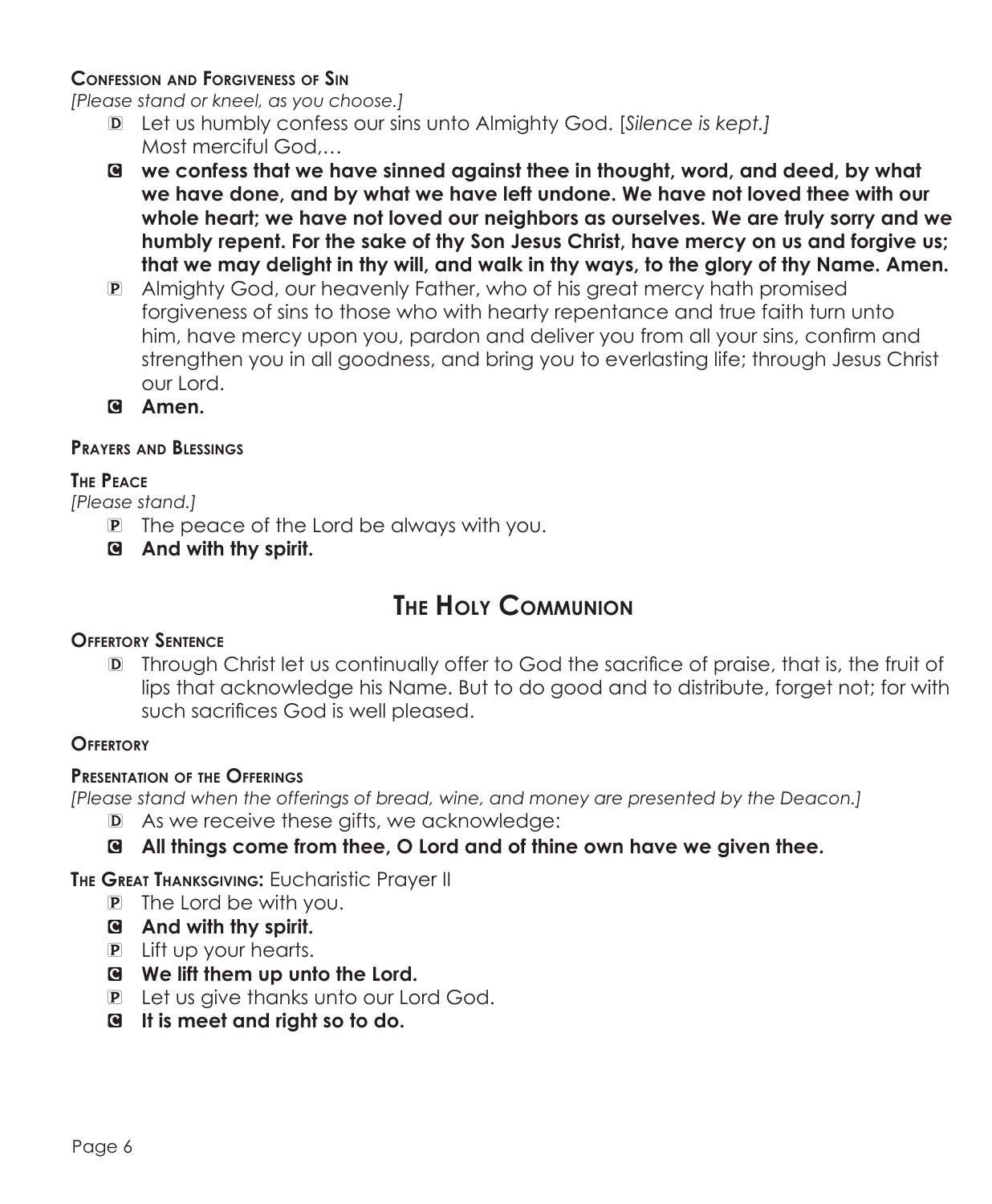### Confession and Forgiveness of Sin

*[Please stand or kneel, as you choose.]*

D Let us humbly confess our sins unto Almighty God. [*Silence is kept.]*
Most merciful God,…

C **we confess that we have sinned against thee in thought, word, and deed, by what we have done, and by what we have left undone. We have not loved thee with our whole heart; we have not loved our neighbors as ourselves. We are truly sorry and we humbly repent. For the sake of thy Son Jesus Christ, have mercy on us and forgive us; that we may delight in thy will, and walk in thy ways, to the glory of thy Name. Amen.**

P Almighty God, our heavenly Father, who of his great mercy hath promised forgiveness of sins to those who with hearty repentance and true faith turn unto him, have mercy upon you, pardon and deliver you from all your sins, confirm and strengthen you in all goodness, and bring you to everlasting life; through Jesus Christ our Lord.

C **Amen.**

### Prayers and Blessings

### The Peace

*[Please stand.]*

P The peace of the Lord be always with you.

C **And with thy spirit.**

## The Holy Communion

### Offertory Sentence

D Through Christ let us continually offer to God the sacrifice of praise, that is, the fruit of lips that acknowledge his Name. But to do good and to distribute, forget not; for with such sacrifices God is well pleased.

### Offertory

### Presentation of the Offerings

*[Please stand when the offerings of bread, wine, and money are presented by the Deacon.]*

D As we receive these gifts, we acknowledge:

C **All things come from thee, O Lord and of thine own have we given thee.**

### The Great Thanksgiving: Eucharistic Prayer II

P The Lord be with you.

C **And with thy spirit.**

P Lift up your hearts.

C **We lift them up unto the Lord.**

P Let us give thanks unto our Lord God.

C **It is meet and right so to do.**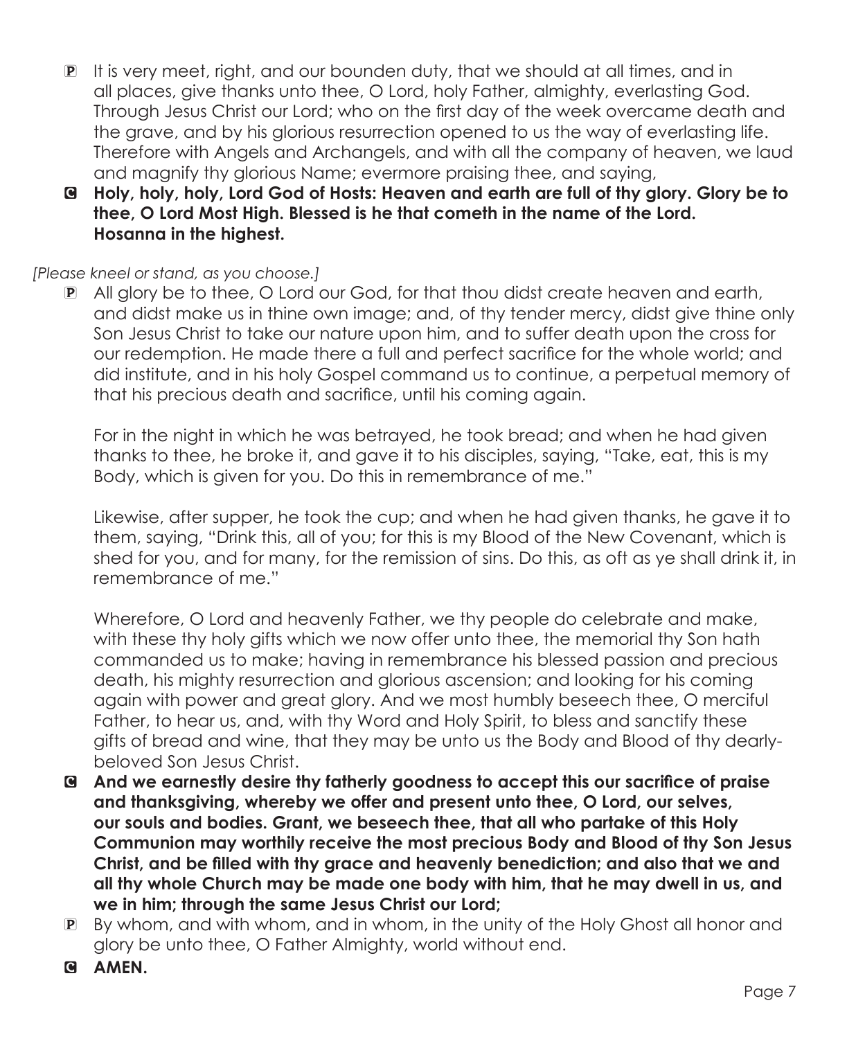P It is very meet, right, and our bounden duty, that we should at all times, and in all places, give thanks unto thee, O Lord, holy Father, almighty, everlasting God. Through Jesus Christ our Lord; who on the first day of the week overcame death and the grave, and by his glorious resurrection opened to us the way of everlasting life. Therefore with Angels and Archangels, and with all the company of heaven, we laud and magnify thy glorious Name; evermore praising thee, and saying,

C **Holy, holy, holy, Lord God of Hosts: Heaven and earth are full of thy glory. Glory be to thee, O Lord Most High. Blessed is he that cometh in the name of the Lord. Hosanna in the highest.**

*[Please kneel or stand, as you choose.]*

P All glory be to thee, O Lord our God, for that thou didst create heaven and earth, and didst make us in thine own image; and, of thy tender mercy, didst give thine only Son Jesus Christ to take our nature upon him, and to suffer death upon the cross for our redemption. He made there a full and perfect sacrifice for the whole world; and did institute, and in his holy Gospel command us to continue, a perpetual memory of that his precious death and sacrifice, until his coming again.

For in the night in which he was betrayed, he took bread; and when he had given thanks to thee, he broke it, and gave it to his disciples, saying, "Take, eat, this is my Body, which is given for you. Do this in remembrance of me."

Likewise, after supper, he took the cup; and when he had given thanks, he gave it to them, saying, "Drink this, all of you; for this is my Blood of the New Covenant, which is shed for you, and for many, for the remission of sins. Do this, as oft as ye shall drink it, in remembrance of me."

Wherefore, O Lord and heavenly Father, we thy people do celebrate and make, with these thy holy gifts which we now offer unto thee, the memorial thy Son hath commanded us to make; having in remembrance his blessed passion and precious death, his mighty resurrection and glorious ascension; and looking for his coming again with power and great glory. And we most humbly beseech thee, O merciful Father, to hear us, and, with thy Word and Holy Spirit, to bless and sanctify these gifts of bread and wine, that they may be unto us the Body and Blood of thy dearly-beloved Son Jesus Christ.

C **And we earnestly desire thy fatherly goodness to accept this our sacrifice of praise and thanksgiving, whereby we offer and present unto thee, O Lord, our selves, our souls and bodies. Grant, we beseech thee, that all who partake of this Holy Communion may worthily receive the most precious Body and Blood of thy Son Jesus Christ, and be filled with thy grace and heavenly benediction; and also that we and all thy whole Church may be made one body with him, that he may dwell in us, and we in him; through the same Jesus Christ our Lord;**

P By whom, and with whom, and in whom, in the unity of the Holy Ghost all honor and glory be unto thee, O Father Almighty, world without end.

C **AMEN.**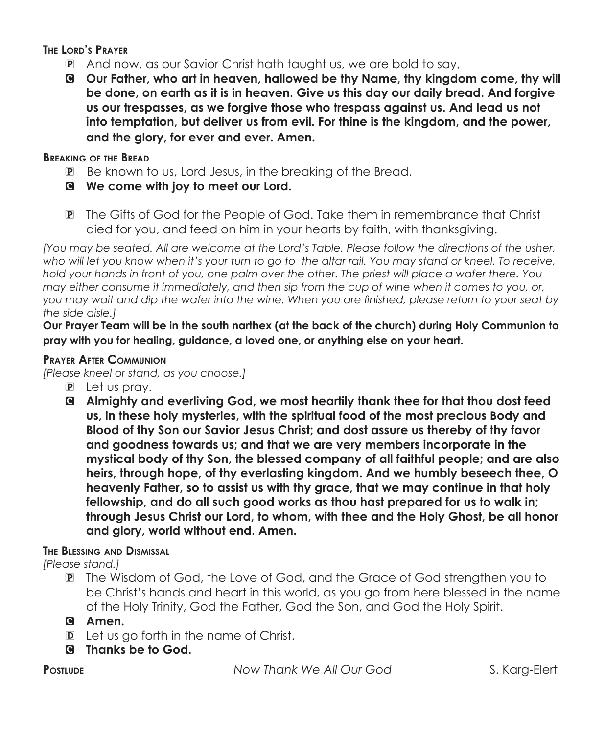**The Lord's Prayer**

- P And now, as our Savior Christ hath taught us, we are bold to say,
- C **Our Father, who art in heaven, hallowed be thy Name, thy kingdom come, thy will be done, on earth as it is in heaven. Give us this day our daily bread. And forgive us our trespasses, as we forgive those who trespass against us. And lead us not into temptation, but deliver us from evil. For thine is the kingdom, and the power, and the glory, for ever and ever. Amen.**

**Breaking of the Bread**

- P Be known to us, Lord Jesus, in the breaking of the Bread.
- C **We come with joy to meet our Lord.**
- P The Gifts of God for the People of God. Take them in remembrance that Christ died for you, and feed on him in your hearts by faith, with thanksgiving.

*[You may be seated. All are welcome at the Lord's Table. Please follow the directions of the usher, who will let you know when it's your turn to go to the altar rail. You may stand or kneel. To receive, hold your hands in front of you, one palm over the other. The priest will place a wafer there. You may either consume it immediately, and then sip from the cup of wine when it comes to you, or, you may wait and dip the wafer into the wine. When you are finished, please return to your seat by the side aisle.]*

**Our Prayer Team will be in the south narthex (at the back of the church) during Holy Communion to pray with you for healing, guidance, a loved one, or anything else on your heart.**

**Prayer After Communion**

*[Please kneel or stand, as you choose.]*

- P Let us pray.
- C **Almighty and everliving God, we most heartily thank thee for that thou dost feed us, in these holy mysteries, with the spiritual food of the most precious Body and Blood of thy Son our Savior Jesus Christ; and dost assure us thereby of thy favor and goodness towards us; and that we are very members incorporate in the mystical body of thy Son, the blessed company of all faithful people; and are also heirs, through hope, of thy everlasting kingdom. And we humbly beseech thee, O heavenly Father, so to assist us with thy grace, that we may continue in that holy fellowship, and do all such good works as thou hast prepared for us to walk in; through Jesus Christ our Lord, to whom, with thee and the Holy Ghost, be all honor and glory, world without end. Amen.**

**The Blessing and Dismissal**

*[Please stand.]*

- P The Wisdom of God, the Love of God, and the Grace of God strengthen you to be Christ's hands and heart in this world, as you go from here blessed in the name of the Holy Trinity, God the Father, God the Son, and God the Holy Spirit.
- C **Amen.**
- D Let us go forth in the name of Christ.
- C **Thanks be to God.**

**Postlude** *Now Thank We All Our God* S. Karg-Elert